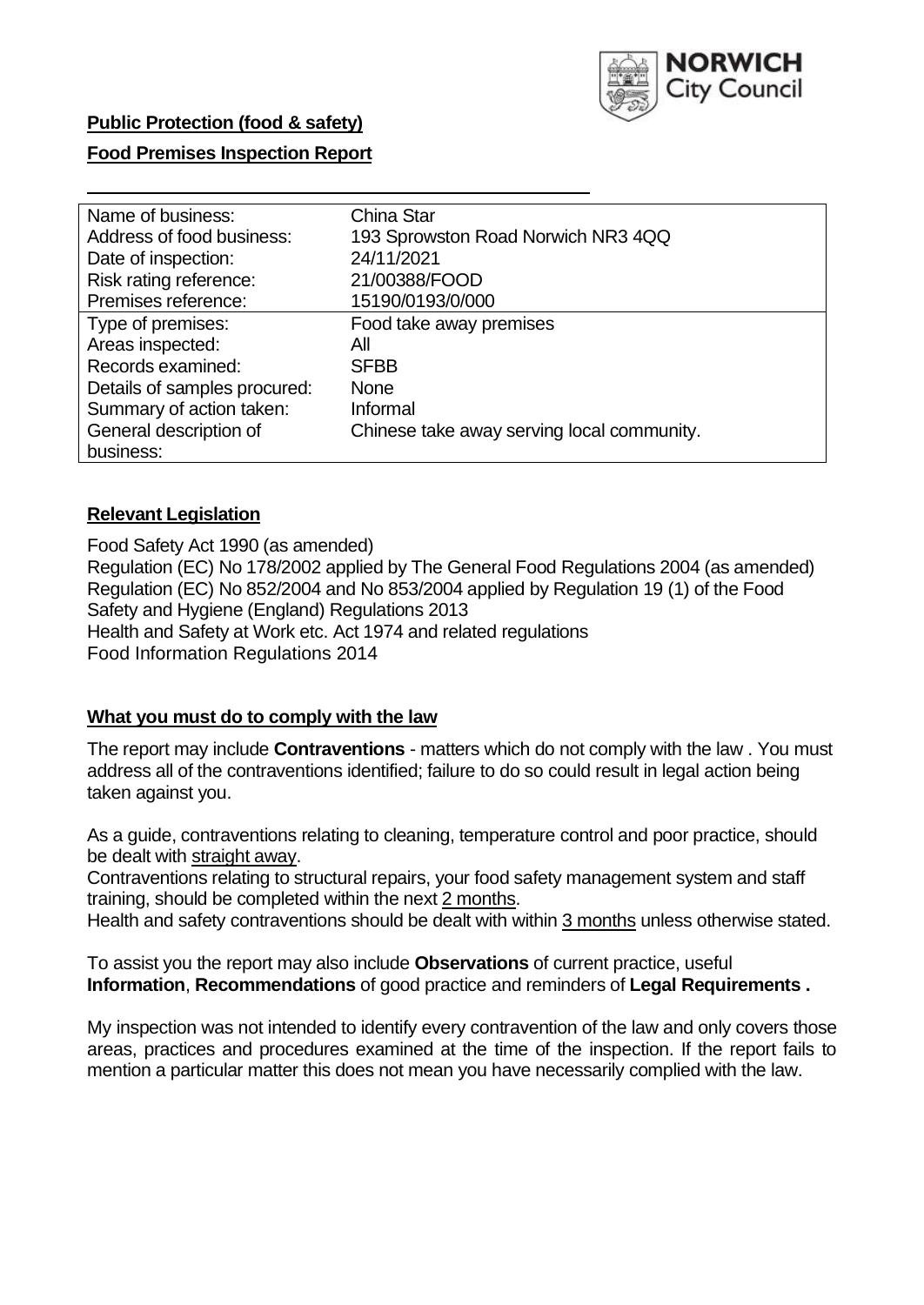**Public Protection (food & safety)**

**Food Premises Inspection Report**

| Name of business: | China Star |
|---|---|
| Address of food business: | 193 Sprowston Road Norwich NR3 4QQ |
| Date of inspection: | 24/11/2021 |
| Risk rating reference: | 21/00388/FOOD |
| Premises reference: | 15190/0193/0/000 |
| Type of premises: | Food take away premises |
| Areas inspected: | All |
| Records examined: | SFBB |
| Details of samples procured: | None |
| Summary of action taken: | Informal |
| General description of business: | Chinese take away serving local community. |

## **Relevant Legislation**

Food Safety Act 1990 (as amended)
Regulation (EC) No 178/2002 applied by The General Food Regulations 2004 (as amended)
Regulation (EC) No 852/2004 and No 853/2004 applied by Regulation 19 (1) of the Food Safety and Hygiene (England) Regulations 2013
Health and Safety at Work etc. Act 1974 and related regulations
Food Information Regulations 2014

## **What you must do to comply with the law**

The report may include **Contraventions** - matters which do not comply with the law . You must address all of the contraventions identified; failure to do so could result in legal action being taken against you.

As a guide, contraventions relating to cleaning, temperature control and poor practice, should be dealt with straight away.

Contraventions relating to structural repairs, your food safety management system and staff training, should be completed within the next 2 months.

Health and safety contraventions should be dealt with within 3 months unless otherwise stated.

To assist you the report may also include **Observations** of current practice, useful **Information**, **Recommendations** of good practice and reminders of **Legal Requirements .**

My inspection was not intended to identify every contravention of the law and only covers those areas, practices and procedures examined at the time of the inspection. If the report fails to mention a particular matter this does not mean you have necessarily complied with the law.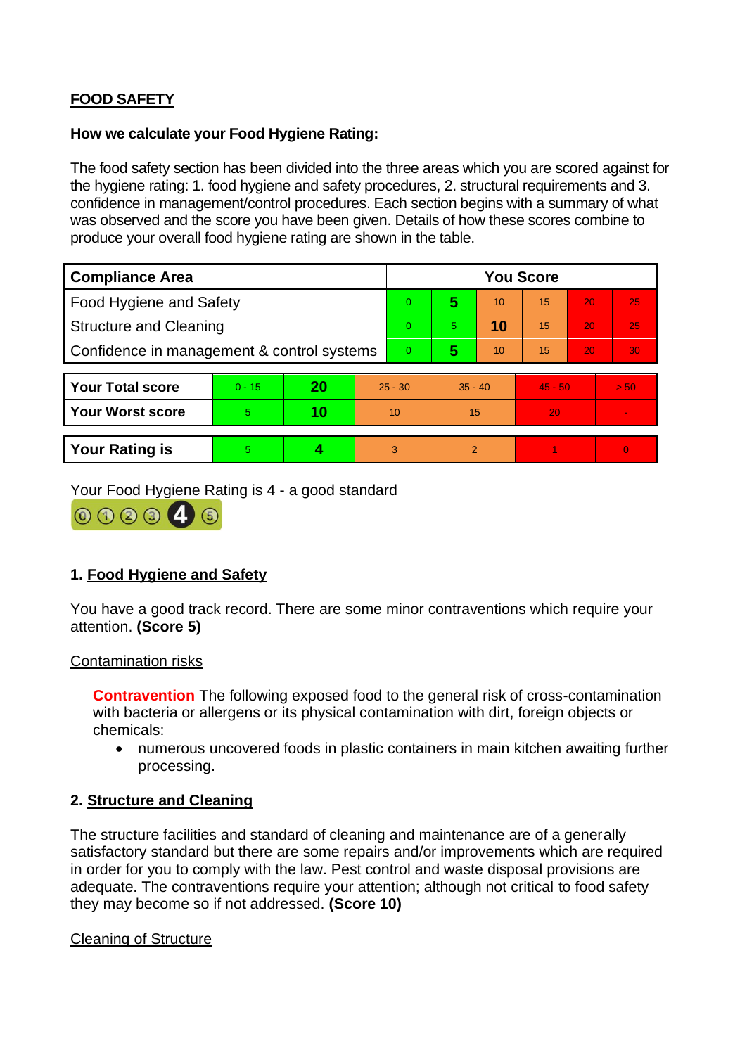## FOOD SAFETY

**How we calculate your Food Hygiene Rating:**

The food safety section has been divided into the three areas which you are scored against for the hygiene rating: 1. food hygiene and safety procedures, 2. structural requirements and 3. confidence in management/control procedures. Each section begins with a summary of what was observed and the score you have been given. Details of how these scores combine to produce your overall food hygiene rating are shown in the table.

| Compliance Area | You Score | | | | | |
|---|---|---|---|---|---|---|
| Food Hygiene and Safety | 0 | **5** | 10 | 15 | 20 | 25 |
| Structure and Cleaning | 0 | 5 | **10** | 15 | 20 | 25 |
| Confidence in management & control systems | 0 | **5** | 10 | 15 | 20 | 30 |

| | | | | | | |
|---|---|---|---|---|---|---|
| **Your Total score** | 0 - 15 | **20** | 25 - 30 | 35 - 40 | 45 - 50 | > 50 |
| **Your Worst score** | 5 | **10** | 10 | 15 | 20 | - |

| | | | | | | |
|---|---|---|---|---|---|---|
| **Your Rating is** | 5 | **4** | 3 | 2 | 1 | 0 |

Your Food Hygiene Rating is 4 - a good standard

### 1. Food Hygiene and Safety

You have a good track record. There are some minor contraventions which require your attention. **(Score 5)**

Contamination risks

**Contravention** The following exposed food to the general risk of cross-contamination with bacteria or allergens or its physical contamination with dirt, foreign objects or chemicals:

- numerous uncovered foods in plastic containers in main kitchen awaiting further processing.

### 2. Structure and Cleaning

The structure facilities and standard of cleaning and maintenance are of a generally satisfactory standard but there are some repairs and/or improvements which are required in order for you to comply with the law. Pest control and waste disposal provisions are adequate. The contraventions require your attention; although not critical to food safety they may become so if not addressed. **(Score 10)**

Cleaning of Structure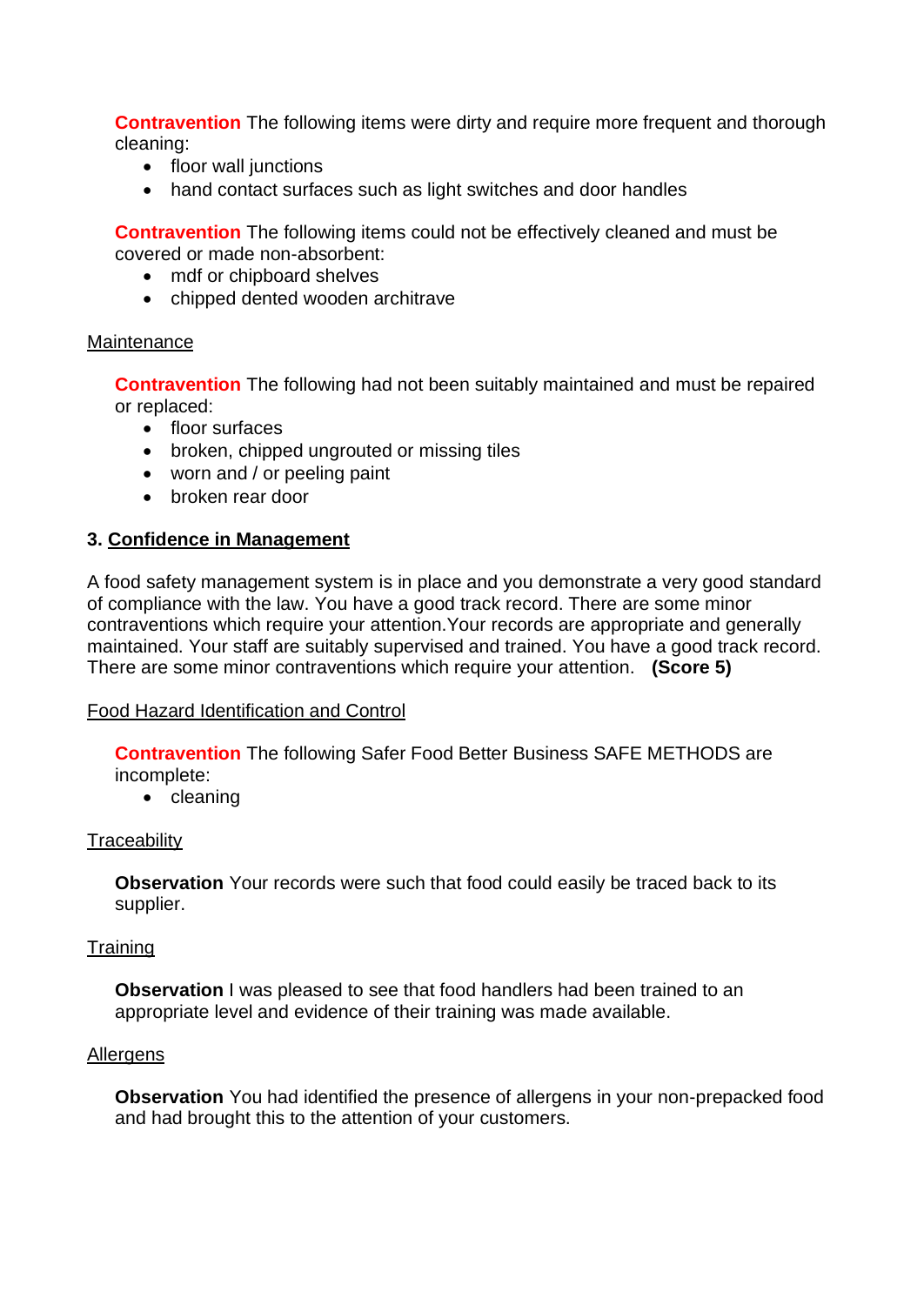**Contravention** The following items were dirty and require more frequent and thorough cleaning:

- floor wall junctions
- hand contact surfaces such as light switches and door handles

**Contravention** The following items could not be effectively cleaned and must be covered or made non-absorbent:

- mdf or chipboard shelves
- chipped dented wooden architrave

Maintenance

**Contravention** The following had not been suitably maintained and must be repaired or replaced:

- floor surfaces
- broken, chipped ungrouted or missing tiles
- worn and / or peeling paint
- broken rear door

### 3. Confidence in Management

A food safety management system is in place and you demonstrate a very good standard of compliance with the law. You have a good track record. There are some minor contraventions which require your attention.Your records are appropriate and generally maintained. Your staff are suitably supervised and trained. You have a good track record. There are some minor contraventions which require your attention. **(Score 5)**

Food Hazard Identification and Control

**Contravention** The following Safer Food Better Business SAFE METHODS are incomplete:

- cleaning

Traceability

**Observation** Your records were such that food could easily be traced back to its supplier.

Training

**Observation** I was pleased to see that food handlers had been trained to an appropriate level and evidence of their training was made available.

Allergens

**Observation** You had identified the presence of allergens in your non-prepacked food and had brought this to the attention of your customers.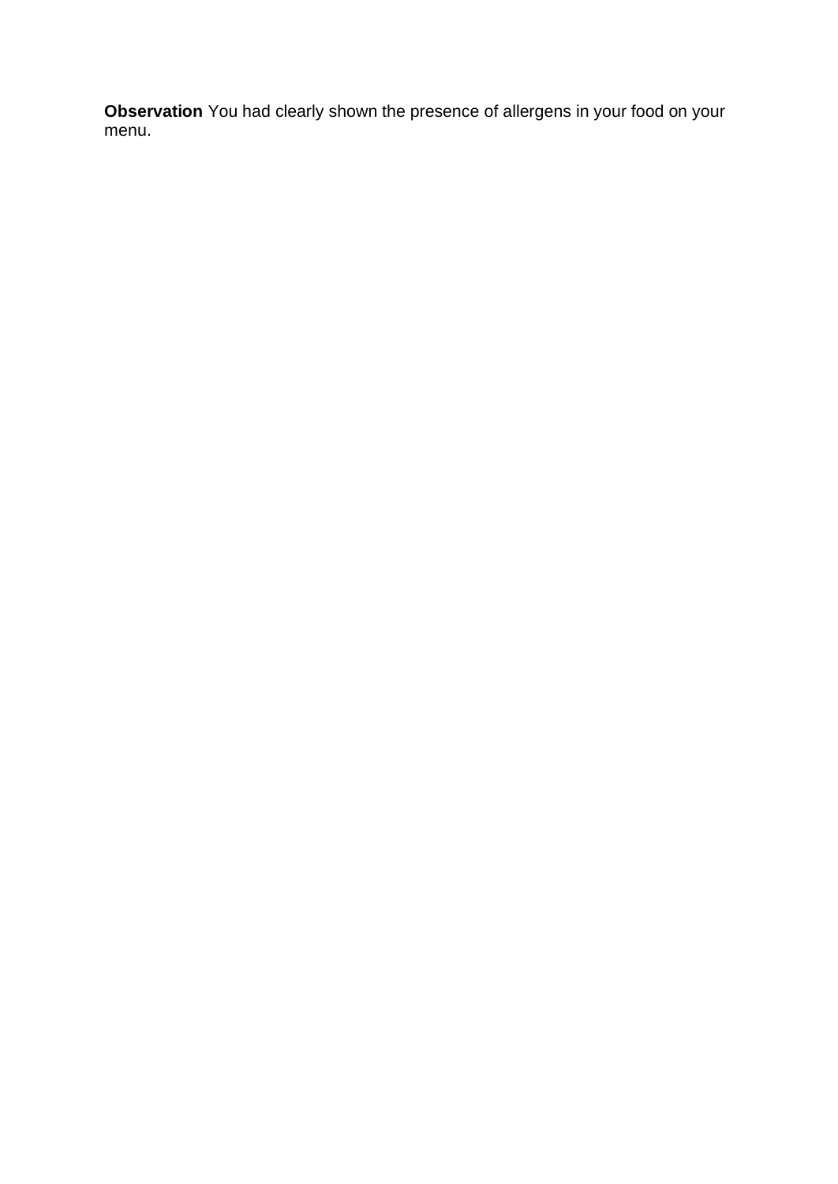**Observation** You had clearly shown the presence of allergens in your food on your menu.